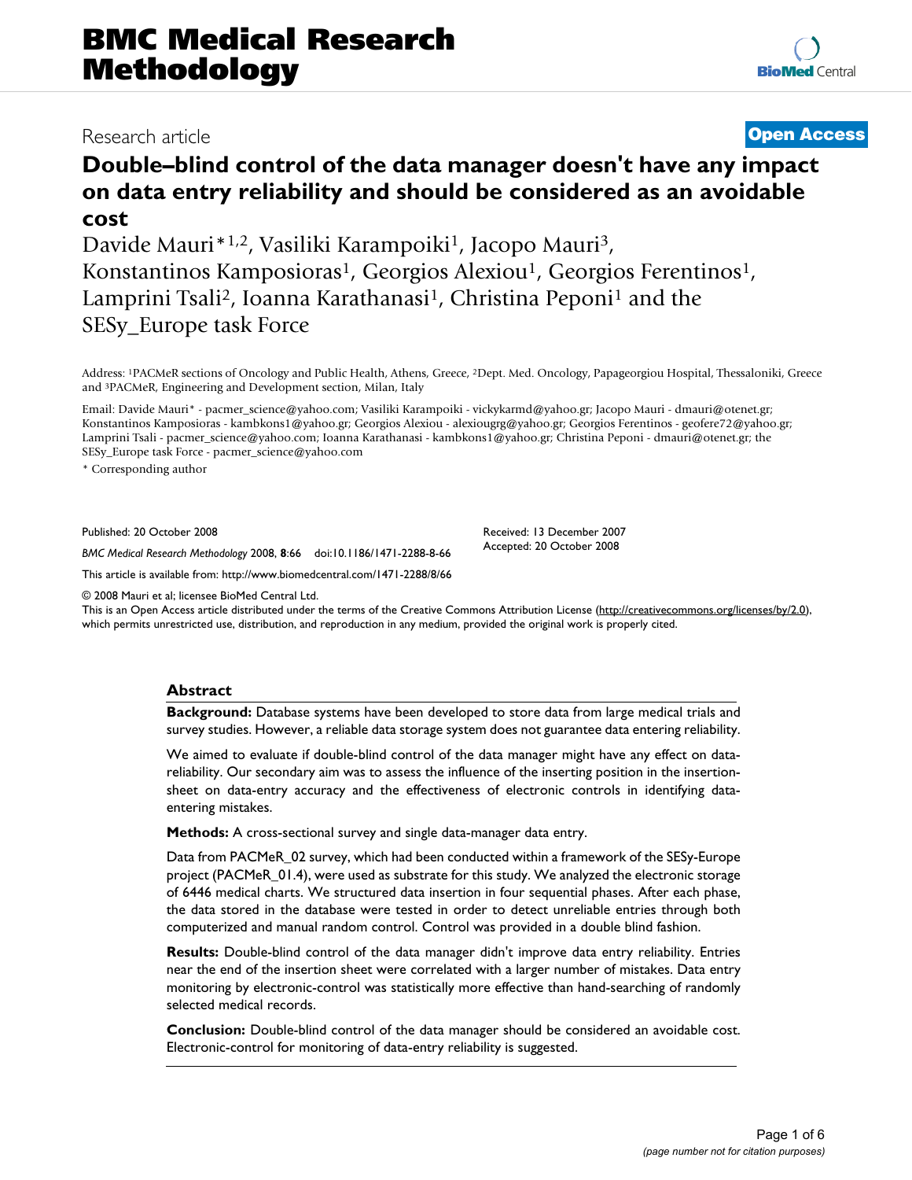# BMC Medical Research Methodology

Research article **Open Access**

# Double–blind control of the data manager doesn't have any impact on data entry reliability and should be considered as an avoidable cost

Davide Mauri*[1,2], Vasiliki Karampoiki[1], Jacopo Mauri[3], Konstantinos Kamposioras[1], Georgios Alexiou[1], Georgios Ferentinos[1], Lamprini Tsali[2], Ioanna Karathanasi[1], Christina Peponi[1] and the SESy_Europe task Force

Address: [1]PACMeR sections of Oncology and Public Health, Athens, Greece, [2]Dept. Med. Oncology, Papageorgiou Hospital, Thessaloniki, Greece and [3]PACMeR, Engineering and Development section, Milan, Italy

Email: Davide Mauri* - pacmer_science@yahoo.com; Vasiliki Karampoiki - vickykarmd@yahoo.gr; Jacopo Mauri - dmauri@otenet.gr; Konstantinos Kamposioras - kambkons1@yahoo.gr; Georgios Alexiou - alexiougrg@yahoo.gr; Georgios Ferentinos - geofere72@yahoo.gr; Lamprini Tsali - pacmer_science@yahoo.com; Ioanna Karathanasi - kambkons1@yahoo.gr; Christina Peponi - dmauri@otenet.gr; the SESy_Europe task Force - pacmer_science@yahoo.com

\* Corresponding author

Published: 20 October 2008

*BMC Medical Research Methodology* 2008, **8**:66 doi:10.1186/1471-2288-8-66

This article is available from: http://www.biomedcentral.com/1471-2288/8/66

Received: 13 December 2007
Accepted: 20 October 2008

© 2008 Mauri et al; licensee BioMed Central Ltd.
This is an Open Access article distributed under the terms of the Creative Commons Attribution License (http://creativecommons.org/licenses/by/2.0), which permits unrestricted use, distribution, and reproduction in any medium, provided the original work is properly cited.

## Abstract

**Background:** Database systems have been developed to store data from large medical trials and survey studies. However, a reliable data storage system does not guarantee data entering reliability.

We aimed to evaluate if double-blind control of the data manager might have any effect on data-reliability. Our secondary aim was to assess the influence of the inserting position in the insertion-sheet on data-entry accuracy and the effectiveness of electronic controls in identifying data-entering mistakes.

**Methods:** A cross-sectional survey and single data-manager data entry.

Data from PACMeR_02 survey, which had been conducted within a framework of the SESy-Europe project (PACMeR_01.4), were used as substrate for this study. We analyzed the electronic storage of 6446 medical charts. We structured data insertion in four sequential phases. After each phase, the data stored in the database were tested in order to detect unreliable entries through both computerized and manual random control. Control was provided in a double blind fashion.

**Results:** Double-blind control of the data manager didn't improve data entry reliability. Entries near the end of the insertion sheet were correlated with a larger number of mistakes. Data entry monitoring by electronic-control was statistically more effective than hand-searching of randomly selected medical records.

**Conclusion:** Double-blind control of the data manager should be considered an avoidable cost. Electronic-control for monitoring of data-entry reliability is suggested.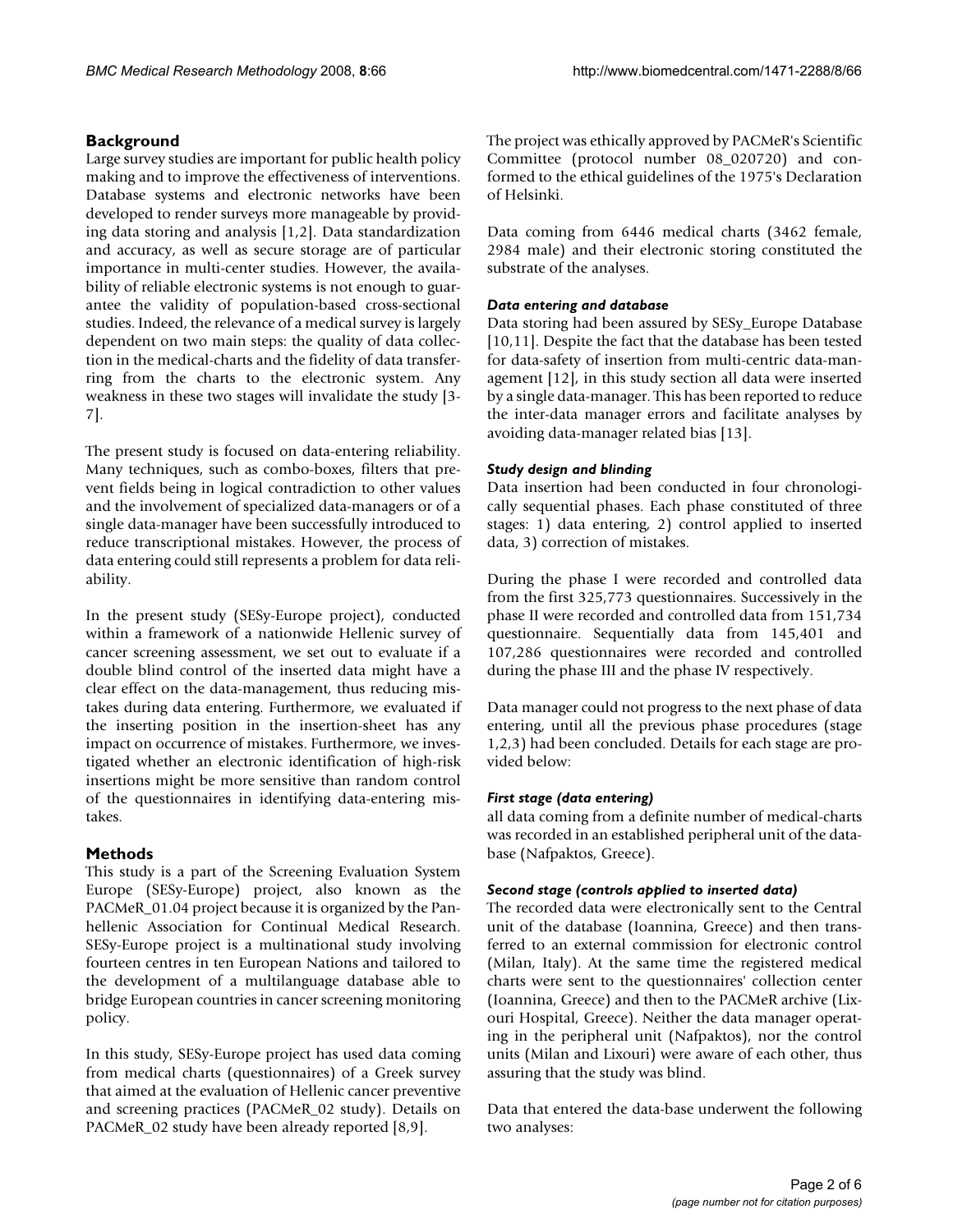## Background

Large survey studies are important for public health policy making and to improve the effectiveness of interventions. Database systems and electronic networks have been developed to render surveys more manageable by providing data storing and analysis [1,2]. Data standardization and accuracy, as well as secure storage are of particular importance in multi-center studies. However, the availability of reliable electronic systems is not enough to guarantee the validity of population-based cross-sectional studies. Indeed, the relevance of a medical survey is largely dependent on two main steps: the quality of data collection in the medical-charts and the fidelity of data transferring from the charts to the electronic system. Any weakness in these two stages will invalidate the study [3-7].

The present study is focused on data-entering reliability. Many techniques, such as combo-boxes, filters that prevent fields being in logical contradiction to other values and the involvement of specialized data-managers or of a single data-manager have been successfully introduced to reduce transcriptional mistakes. However, the process of data entering could still represents a problem for data reliability.

In the present study (SESy-Europe project), conducted within a framework of a nationwide Hellenic survey of cancer screening assessment, we set out to evaluate if a double blind control of the inserted data might have a clear effect on the data-management, thus reducing mistakes during data entering. Furthermore, we evaluated if the inserting position in the insertion-sheet has any impact on occurrence of mistakes. Furthermore, we investigated whether an electronic identification of high-risk insertions might be more sensitive than random control of the questionnaires in identifying data-entering mistakes.

## Methods

This study is a part of the Screening Evaluation System Europe (SESy-Europe) project, also known as the PACMeR_01.04 project because it is organized by the Panhellenic Association for Continual Medical Research. SESy-Europe project is a multinational study involving fourteen centres in ten European Nations and tailored to the development of a multilanguage database able to bridge European countries in cancer screening monitoring policy.

In this study, SESy-Europe project has used data coming from medical charts (questionnaires) of a Greek survey that aimed at the evaluation of Hellenic cancer preventive and screening practices (PACMeR_02 study). Details on PACMeR_02 study have been already reported [8,9].

The project was ethically approved by PACMeR's Scientific Committee (protocol number 08_020720) and conformed to the ethical guidelines of the 1975's Declaration of Helsinki.

Data coming from 6446 medical charts (3462 female, 2984 male) and their electronic storing constituted the substrate of the analyses.

### *Data entering and database*

Data storing had been assured by SESy_Europe Database [10,11]. Despite the fact that the database has been tested for data-safety of insertion from multi-centric data-management [12], in this study section all data were inserted by a single data-manager. This has been reported to reduce the inter-data manager errors and facilitate analyses by avoiding data-manager related bias [13].

### *Study design and blinding*

Data insertion had been conducted in four chronologically sequential phases. Each phase constituted of three stages: 1) data entering, 2) control applied to inserted data, 3) correction of mistakes.

During the phase I were recorded and controlled data from the first 325,773 questionnaires. Successively in the phase II were recorded and controlled data from 151,734 questionnaire. Sequentially data from 145,401 and 107,286 questionnaires were recorded and controlled during the phase III and the phase IV respectively.

Data manager could not progress to the next phase of data entering, until all the previous phase procedures (stage 1,2,3) had been concluded. Details for each stage are provided below:

### *First stage (data entering)*

all data coming from a definite number of medical-charts was recorded in an established peripheral unit of the database (Nafpaktos, Greece).

### *Second stage (controls applied to inserted data)*

The recorded data were electronically sent to the Central unit of the database (Ioannina, Greece) and then transferred to an external commission for electronic control (Milan, Italy). At the same time the registered medical charts were sent to the questionnaires' collection center (Ioannina, Greece) and then to the PACMeR archive (Lixouri Hospital, Greece). Neither the data manager operating in the peripheral unit (Nafpaktos), nor the control units (Milan and Lixouri) were aware of each other, thus assuring that the study was blind.

Data that entered the data-base underwent the following two analyses: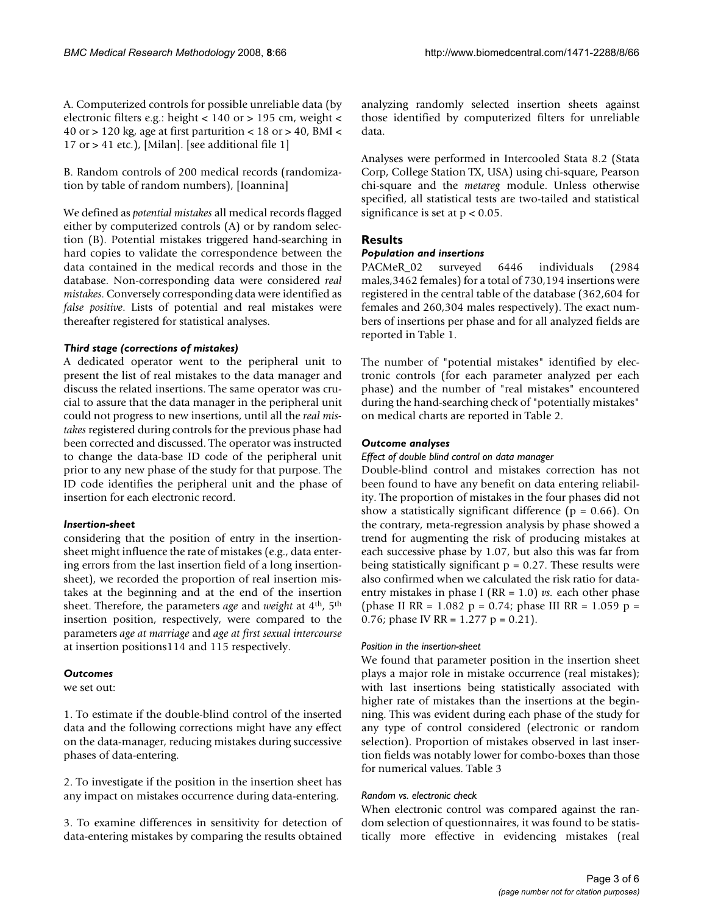A. Computerized controls for possible unreliable data (by electronic filters e.g.: height < 140 or > 195 cm, weight < 40 or > 120 kg, age at first parturition < 18 or > 40, BMI < 17 or > 41 etc.), [Milan]. [see additional file 1]

B. Random controls of 200 medical records (randomization by table of random numbers), [Ioannina]

We defined as *potential mistakes* all medical records flagged either by computerized controls (A) or by random selection (B). Potential mistakes triggered hand-searching in hard copies to validate the correspondence between the data contained in the medical records and those in the database. Non-corresponding data were considered *real mistakes*. Conversely corresponding data were identified as *false positive*. Lists of potential and real mistakes were thereafter registered for statistical analyses.

### *Third stage (corrections of mistakes)*

A dedicated operator went to the peripheral unit to present the list of real mistakes to the data manager and discuss the related insertions. The same operator was crucial to assure that the data manager in the peripheral unit could not progress to new insertions, until all the *real mistakes* registered during controls for the previous phase had been corrected and discussed. The operator was instructed to change the data-base ID code of the peripheral unit prior to any new phase of the study for that purpose. The ID code identifies the peripheral unit and the phase of insertion for each electronic record.

### *Insertion-sheet*

considering that the position of entry in the insertion-sheet might influence the rate of mistakes (e.g., data entering errors from the last insertion field of a long insertion-sheet), we recorded the proportion of real insertion mistakes at the beginning and at the end of the insertion sheet. Therefore, the parameters *age* and *weight* at 4th, 5th insertion position, respectively, were compared to the parameters *age at marriage* and *age at first sexual intercourse* at insertion positions114 and 115 respectively.

### *Outcomes*

we set out:

1. To estimate if the double-blind control of the inserted data and the following corrections might have any effect on the data-manager, reducing mistakes during successive phases of data-entering.

2. To investigate if the position in the insertion sheet has any impact on mistakes occurrence during data-entering.

3. To examine differences in sensitivity for detection of data-entering mistakes by comparing the results obtained analyzing randomly selected insertion sheets against those identified by computerized filters for unreliable data.

Analyses were performed in Intercooled Stata 8.2 (Stata Corp, College Station TX, USA) using chi-square, Pearson chi-square and the *metareg* module. Unless otherwise specified, all statistical tests are two-tailed and statistical significance is set at $p < 0.05$.

## Results

### *Population and insertions*

PACMeR_02 surveyed 6446 individuals (2984 males,3462 females) for a total of 730,194 insertions were registered in the central table of the database (362,604 for females and 260,304 males respectively). The exact numbers of insertions per phase and for all analyzed fields are reported in Table 1.

The number of "potential mistakes" identified by electronic controls (for each parameter analyzed per each phase) and the number of "real mistakes" encountered during the hand-searching check of "potentially mistakes" on medical charts are reported in Table 2.

### *Outcome analyses*

#### *Effect of double blind control on data manager*

Double-blind control and mistakes correction has not been found to have any benefit on data entering reliability. The proportion of mistakes in the four phases did not show a statistically significant difference ($p = 0.66$). On the contrary, meta-regression analysis by phase showed a trend for augmenting the risk of producing mistakes at each successive phase by 1.07, but also this was far from being statistically significant $p = 0.27$. These results were also confirmed when we calculated the risk ratio for data-entry mistakes in phase I (RR = 1.0) *vs.* each other phase (phase II RR = 1.082 $p = 0.74$; phase III RR = 1.059 $p = 0.76$; phase IV RR = 1.277 $p = 0.21$).

#### *Position in the insertion-sheet*

We found that parameter position in the insertion sheet plays a major role in mistake occurrence (real mistakes); with last insertions being statistically associated with higher rate of mistakes than the insertions at the beginning. This was evident during each phase of the study for any type of control considered (electronic or random selection). Proportion of mistakes observed in last insertion fields was notably lower for combo-boxes than those for numerical values. Table 3

#### *Random vs. electronic check*

When electronic control was compared against the random selection of questionnaires, it was found to be statistically more effective in evidencing mistakes (real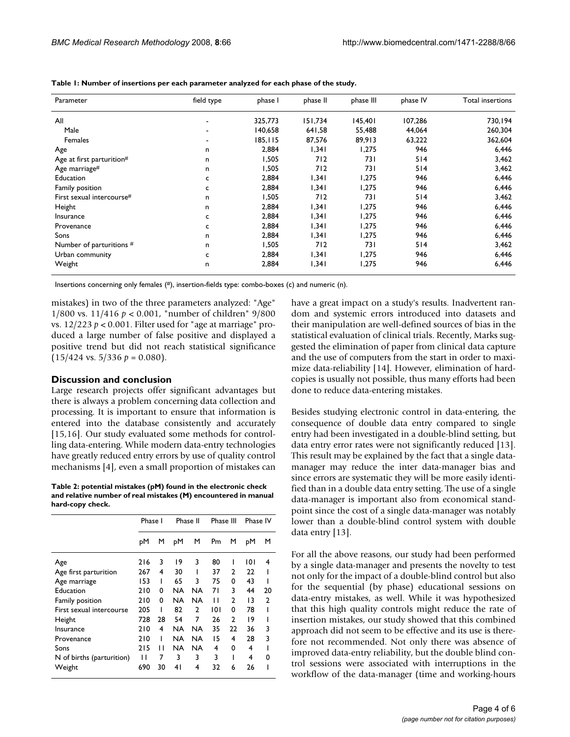**Table 1: Number of insertions per each parameter analyzed for each phase of the study.**

| Parameter | field type | phase I | phase II | phase III | phase IV | Total insertions |
| --- | --- | --- | --- | --- | --- | --- |
| All | - | 325,773 | 151,734 | 145,401 | 107,286 | 730,194 |
| Male | - | 140,658 | 641,58 | 55,488 | 44,064 | 260,304 |
| Females | - | 185,115 | 87,576 | 89,913 | 63,222 | 362,604 |
| Age | n | 2,884 | 1,341 | 1,275 | 946 | 6,446 |
| Age at first parturition# | n | 1,505 | 712 | 731 | 514 | 3,462 |
| Age marriage# | n | 1,505 | 712 | 731 | 514 | 3,462 |
| Education | c | 2,884 | 1,341 | 1,275 | 946 | 6,446 |
| Family position | c | 2,884 | 1,341 | 1,275 | 946 | 6,446 |
| First sexual intercourse# | n | 1,505 | 712 | 731 | 514 | 3,462 |
| Height | n | 2,884 | 1,341 | 1,275 | 946 | 6,446 |
| Insurance | c | 2,884 | 1,341 | 1,275 | 946 | 6,446 |
| Provenance | c | 2,884 | 1,341 | 1,275 | 946 | 6,446 |
| Sons | n | 2,884 | 1,341 | 1,275 | 946 | 6,446 |
| Number of parturitions # | n | 1,505 | 712 | 731 | 514 | 3,462 |
| Urban community | c | 2,884 | 1,341 | 1,275 | 946 | 6,446 |
| Weight | n | 2,884 | 1,341 | 1,275 | 946 | 6,446 |

Insertions concerning only females (#), insertion-fields type: combo-boxes (c) and numeric (n).

mistakes) in two of the three parameters analyzed: "Age" 1/800 vs. 11/416 $p < 0.001$, "number of children" 9/800 vs. 12/223 $p < 0.001$. Filter used for "age at marriage" produced a large number of false positive and displayed a positive trend but did not reach statistical significance (15/424 vs. 5/336 $p = 0.080$).

## Discussion and conclusion

Large research projects offer significant advantages but there is always a problem concerning data collection and processing. It is important to ensure that information is entered into the database consistently and accurately [15,16]. Our study evaluated some methods for controlling data-entering. While modern data-entry technologies have greatly reduced entry errors by use of quality control mechanisms [4], even a small proportion of mistakes can have a great impact on a study's results. Inadvertent random and systemic errors introduced into datasets and their manipulation are well-defined sources of bias in the statistical evaluation of clinical trials. Recently, Marks suggested the elimination of paper from clinical data capture and the use of computers from the start in order to maximize data-reliability [14]. However, elimination of hard-copies is usually not possible, thus many efforts had been done to reduce data-entering mistakes.

**Table 2: potential mistakes (pM) found in the electronic check and relative number of real mistakes (M) encountered in manual hard-copy check.**

| | Phase I | | Phase II | | Phase III | | Phase IV | |
| --- | --- | --- | --- | --- | --- | --- | --- | --- |
| | pM | M | pM | M | Pm | M | pM | M |
| Age | 216 | 3 | 19 | 3 | 80 | 1 | 101 | 4 |
| Age first parturition | 267 | 4 | 30 | 1 | 37 | 2 | 22 | 1 |
| Age marriage | 153 | 1 | 65 | 3 | 75 | 0 | 43 | 1 |
| Education | 210 | 0 | NA | NA | 71 | 3 | 44 | 20 |
| Family position | 210 | 0 | NA | NA | 11 | 2 | 13 | 2 |
| First sexual intercourse | 205 | 1 | 82 | 2 | 101 | 0 | 78 | 1 |
| Height | 728 | 28 | 54 | 7 | 26 | 2 | 19 | 1 |
| Insurance | 210 | 4 | NA | NA | 35 | 22 | 36 | 3 |
| Provenance | 210 | 1 | NA | NA | 15 | 4 | 28 | 3 |
| Sons | 215 | 11 | NA | NA | 4 | 0 | 4 | 1 |
| N of births (parturition) | 11 | 7 | 3 | 3 | 3 | 1 | 4 | 0 |
| Weight | 690 | 30 | 41 | 4 | 32 | 6 | 26 | 1 |

Besides studying electronic control in data-entering, the consequence of double data entry compared to single entry had been investigated in a double-blind setting, but data entry error rates were not significantly reduced [13]. This result may be explained by the fact that a single data-manager may reduce the inter data-manager bias and since errors are systematic they will be more easily identified than in a double data entry setting. The use of a single data-manager is important also from economical standpoint since the cost of a single data-manager was notably lower than a double-blind control system with double data entry [13].

For all the above reasons, our study had been performed by a single data-manager and presents the novelty to test not only for the impact of a double-blind control but also for the sequential (by phase) educational sessions on data-entry mistakes, as well. While it was hypothesized that this high quality controls might reduce the rate of insertion mistakes, our study showed that this combined approach did not seem to be effective and its use is therefore not recommended. Not only there was absence of improved data-entry reliability, but the double blind control sessions were associated with interruptions in the workflow of the data-manager (time and working-hours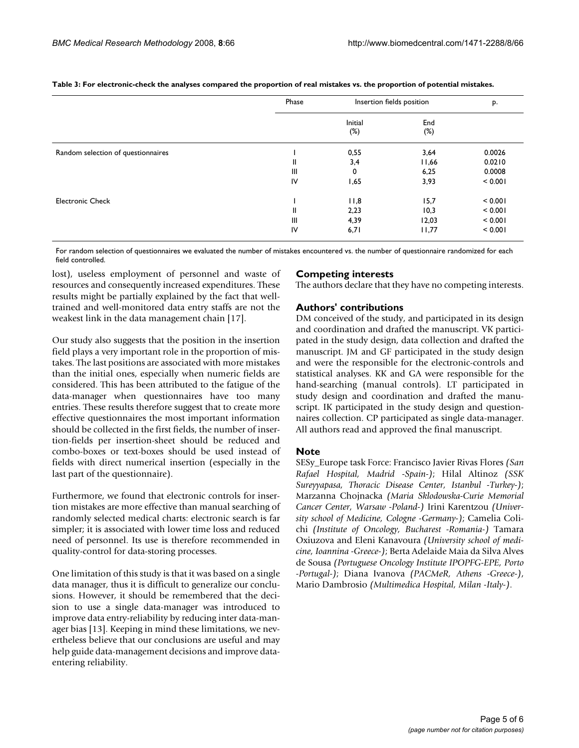**Table 3: For electronic-check the analyses compared the proportion of real mistakes vs. the proportion of potential mistakes.**

| | Phase | Insertion fields position | | p. |
|---|---|---|---|---|
| | | Initial (%) | End (%) | |
| Random selection of questionnaires | I | 0,55 | 3,64 | 0.0026 |
| | II | 3,4 | 11,66 | 0.0210 |
| | III | 0 | 6,25 | 0.0008 |
| | IV | 1,65 | 3,93 | < 0.001 |
| Electronic Check | I | 11,8 | 15,7 | < 0.001 |
| | II | 2,23 | 10,3 | < 0.001 |
| | III | 4,39 | 12,03 | < 0.001 |
| | IV | 6,71 | 11,77 | < 0.001 |

For random selection of questionnaires we evaluated the number of mistakes encountered vs. the number of questionnaire randomized for each field controlled.

lost), useless employment of personnel and waste of resources and consequently increased expenditures. These results might be partially explained by the fact that well-trained and well-monitored data entry staffs are not the weakest link in the data management chain [17].

Our study also suggests that the position in the insertion field plays a very important role in the proportion of mistakes. The last positions are associated with more mistakes than the initial ones, especially when numeric fields are considered. This has been attributed to the fatigue of the data-manager when questionnaires have too many entries. These results therefore suggest that to create more effective questionnaires the most important information should be collected in the first fields, the number of insertion-fields per insertion-sheet should be reduced and combo-boxes or text-boxes should be used instead of fields with direct numerical insertion (especially in the last part of the questionnaire).

Furthermore, we found that electronic controls for insertion mistakes are more effective than manual searching of randomly selected medical charts: electronic search is far simpler; it is associated with lower time loss and reduced need of personnel. Its use is therefore recommended in quality-control for data-storing processes.

One limitation of this study is that it was based on a single data manager, thus it is difficult to generalize our conclusions. However, it should be remembered that the decision to use a single data-manager was introduced to improve data entry-reliability by reducing inter data-manager bias [13]. Keeping in mind these limitations, we nevertheless believe that our conclusions are useful and may help guide data-management decisions and improve data-entering reliability.

## Competing interests

The authors declare that they have no competing interests.

## Authors' contributions

DM conceived of the study, and participated in its design and coordination and drafted the manuscript. VK participated in the study design, data collection and drafted the manuscript. JM and GF participated in the study design and were the responsible for the electronic-controls and statistical analyses. KK and GA were responsible for the hand-searching (manual controls). LT participated in study design and coordination and drafted the manuscript. IK participated in the study design and questionnaires collection. CP participated as single data-manager. All authors read and approved the final manuscript.

## Note

SESy_Europe task Force: Francisco Javier Rivas Flores *(San Rafael Hospital, Madrid -Spain-)*; Hilal Altinoz *(SSK Sureyyapasa, Thoracic Disease Center, Istanbul -Turkey-)*; Marzanna Chojnacka *(Maria Sklodowska-Curie Memorial Cancer Center, Warsaw -Poland-)* Irini Karentzou *(University school of Medicine, Cologne -Germany-)*; Camelia Colichi *(Institute of Oncology, Bucharest -Romania-)* Tamara Oxiuzova and Eleni Kanavoura *(University school of medicine, Ioannina -Greece-)*; Berta Adelaide Maia da Silva Alves de Sousa *(Portuguese Oncology Institute IPOPFG-EPE, Porto -Portugal-)*; Diana Ivanova *(PACMeR, Athens -Greece-)*, Mario Dambrosio *(Multimedica Hospital, Milan -Italy-)*.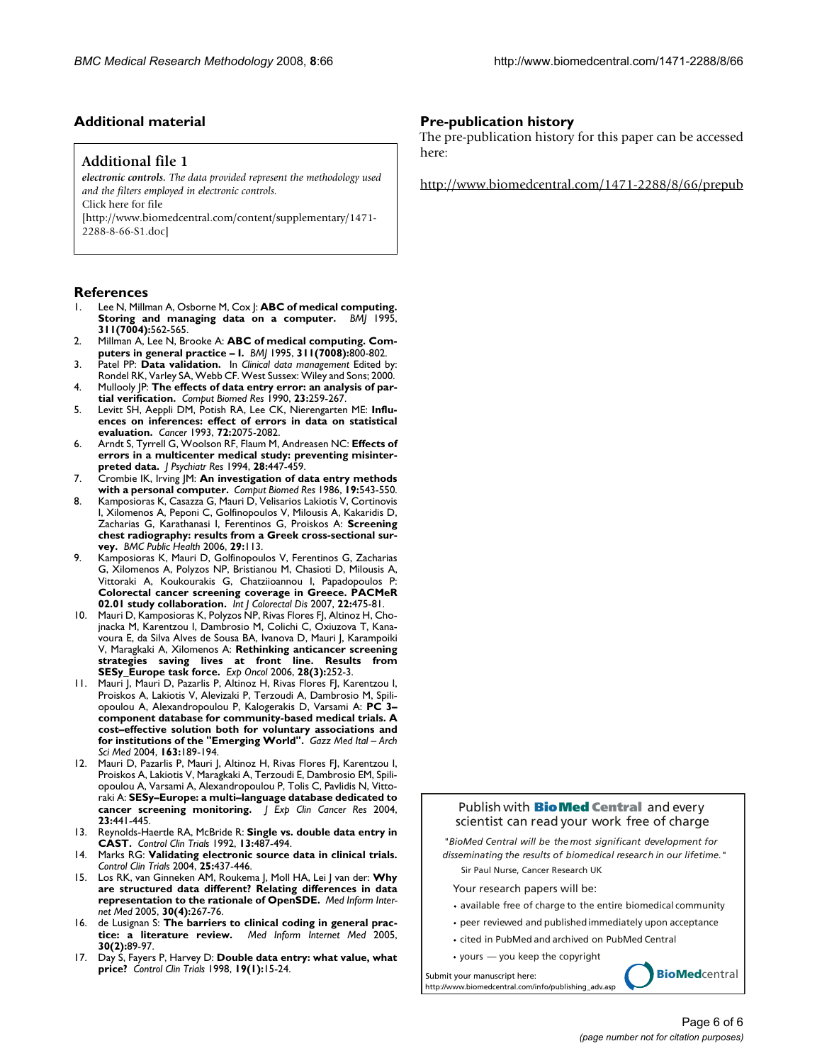## Additional material

### Additional file 1

***electronic controls.*** *The data provided represent the methodology used and the filters employed in electronic controls.*
Click here for file
[http://www.biomedcentral.com/content/supplementary/1471-2288-8-66-S1.doc]

## References

1. Lee N, Millman A, Osborne M, Cox J: **ABC of medical computing. Storing and managing data on a computer.** *BMJ* 1995, **311(7004):**562-565.
2. Millman A, Lee N, Brooke A: **ABC of medical computing. Computers in general practice – I.** *BMJ* 1995, **311(7008):**800-802.
3. Patel PP: **Data validation.** In *Clinical data management* Edited by: Rondel RK, Varley SA, Webb CF. West Sussex: Wiley and Sons; 2000.
4. Mullooly JP: **The effects of data entry error: an analysis of partial verification.** *Comput Biomed Res* 1990, **23:**259-267.
5. Levitt SH, Aeppli DM, Potish RA, Lee CK, Nierengarten ME: **Influences on inferences: effect of errors in data on statistical evaluation.** *Cancer* 1993, **72:**2075-2082.
6. Arndt S, Tyrrell G, Woolson RF, Flaum M, Andreasen NC: **Effects of errors in a multicenter medical study: preventing misinterpreted data.** *J Psychiatr Res* 1994, **28:**447-459.
7. Crombie IK, Irving JM: **An investigation of data entry methods with a personal computer.** *Comput Biomed Res* 1986, **19:**543-550.
8. Kamposioras K, Casazza G, Mauri D, Velisarios Lakiotis V, Cortinovis I, Xilomenos A, Peponi C, Golfinopoulos V, Milousis A, Kakaridis D, Zacharias G, Karathanasi I, Ferentinos G, Proiskos A: **Screening chest radiography: results from a Greek cross-sectional survey.** *BMC Public Health* 2006, **29:**113.
9. Kamposioras K, Mauri D, Golfinopoulos V, Ferentinos G, Zacharias G, Xilomenos A, Polyzos NP, Bristianou M, Chasioti D, Milousis A, Vittoraki A, Koukourakis G, Chatziioannou I, Papadopoulos P: **Colorectal cancer screening coverage in Greece. PACMeR 02.01 study collaboration.** *Int J Colorectal Dis* 2007, **22:**475-81.
10. Mauri D, Kamposioras K, Polyzos NP, Rivas Flores FJ, Altinoz H, Chojnacka M, Karentzou I, Dambrosio M, Colichi C, Oxiuzova T, Kanavoura E, da Silva Alves de Sousa BA, Ivanova D, Mauri J, Karampoiki V, Maragkaki A, Xilomenos A: **Rethinking anticancer screening strategies saving lives at front line. Results from SESy_Europe task force.** *Exp Oncol* 2006, **28(3):**252-3.
11. Mauri J, Mauri D, Pazarlis P, Altinoz H, Rivas Flores FJ, Karentzou I, Proiskos A, Lakiotis V, Alevizaki P, Terzoudi A, Dambrosio M, Spiliopoulou A, Alexandropoulou P, Kalogerakis D, Varsami A: **PC 3–component database for community-based medical trials. A cost–effective solution both for voluntary associations and for institutions of the "Emerging World".** *Gazz Med Ital – Arch Sci Med* 2004, **163:**189-194.
12. Mauri D, Pazarlis P, Mauri J, Altinoz H, Rivas Flores FJ, Karentzou I, Proiskos A, Lakiotis V, Maragkaki A, Terzoudi E, Dambrosio EM, Spiliopoulou A, Varsami A, Alexandropoulou P, Tolis C, Pavlidis N, Vittoraki A: **SESy–Europe: a multi–language database dedicated to cancer screening monitoring.** *J Exp Clin Cancer Res* 2004, **23:**441-445.
13. Reynolds-Haertle RA, McBride R: **Single vs. double data entry in CAST.** *Control Clin Trials* 1992, **13:**487-494.
14. Marks RG: **Validating electronic source data in clinical trials.** *Control Clin Trials* 2004, **25:**437-446.
15. Los RK, van Ginneken AM, Roukema J, Moll HA, Lei J van der: **Why are structured data different? Relating differences in data representation to the rationale of OpenSDE.** *Med Inform Internet Med* 2005, **30(4):**267-76.
16. de Lusignan S: **The barriers to clinical coding in general practice: a literature review.** *Med Inform Internet Med* 2005, **30(2):**89-97.
17. Day S, Fayers P, Harvey D: **Double data entry: what value, what price?** *Control Clin Trials* 1998, **19(1):**15-24.

## Pre-publication history

The pre-publication history for this paper can be accessed here:

http://www.biomedcentral.com/1471-2288/8/66/prepub

Publish with **BioMed Central** and every scientist can read your work free of charge

*"BioMed Central will be the most significant development for disseminating the results of biomedical research in our lifetime."*
Sir Paul Nurse, Cancer Research UK

Your research papers will be:

- available free of charge to the entire biomedical community
- peer reviewed and published immediately upon acceptance
- cited in PubMed and archived on PubMed Central
- yours — you keep the copyright

Submit your manuscript here:
http://www.biomedcentral.com/info/publishing_adv.asp

**BioMed**central